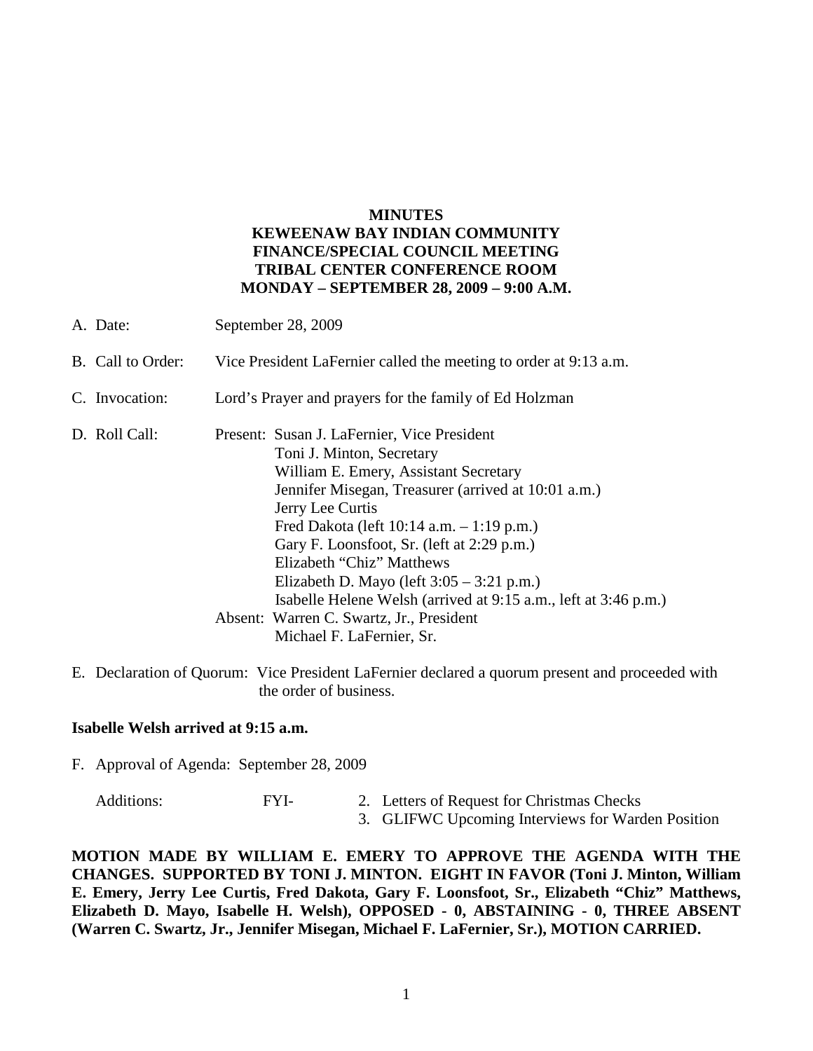**MINUTES**
**KEWEENAW BAY INDIAN COMMUNITY**
**FINANCE/SPECIAL COUNCIL MEETING**
**TRIBAL CENTER CONFERENCE ROOM**
**MONDAY – SEPTEMBER 28, 2009 – 9:00 A.M.**

A. Date: September 28, 2009

B. Call to Order: Vice President LaFernier called the meeting to order at 9:13 a.m.

C. Invocation: Lord's Prayer and prayers for the family of Ed Holzman

D. Roll Call: Present: Susan J. LaFernier, Vice President
Toni J. Minton, Secretary
William E. Emery, Assistant Secretary
Jennifer Misegan, Treasurer (arrived at 10:01 a.m.)
Jerry Lee Curtis
Fred Dakota (left 10:14 a.m. – 1:19 p.m.)
Gary F. Loonsfoot, Sr. (left at 2:29 p.m.)
Elizabeth "Chiz" Matthews
Elizabeth D. Mayo (left 3:05 – 3:21 p.m.)
Isabelle Helene Welsh (arrived at 9:15 a.m., left at 3:46 p.m.)
Absent: Warren C. Swartz, Jr., President
Michael F. LaFernier, Sr.

E. Declaration of Quorum: Vice President LaFernier declared a quorum present and proceeded with the order of business.

**Isabelle Welsh arrived at 9:15 a.m.**

F. Approval of Agenda: September 28, 2009

Additions: FYI- 2. Letters of Request for Christmas Checks
3. GLIFWC Upcoming Interviews for Warden Position

**MOTION MADE BY WILLIAM E. EMERY TO APPROVE THE AGENDA WITH THE CHANGES. SUPPORTED BY TONI J. MINTON. EIGHT IN FAVOR (Toni J. Minton, William E. Emery, Jerry Lee Curtis, Fred Dakota, Gary F. Loonsfoot, Sr., Elizabeth "Chiz" Matthews, Elizabeth D. Mayo, Isabelle H. Welsh), OPPOSED - 0, ABSTAINING - 0, THREE ABSENT (Warren C. Swartz, Jr., Jennifer Misegan, Michael F. LaFernier, Sr.), MOTION CARRIED.**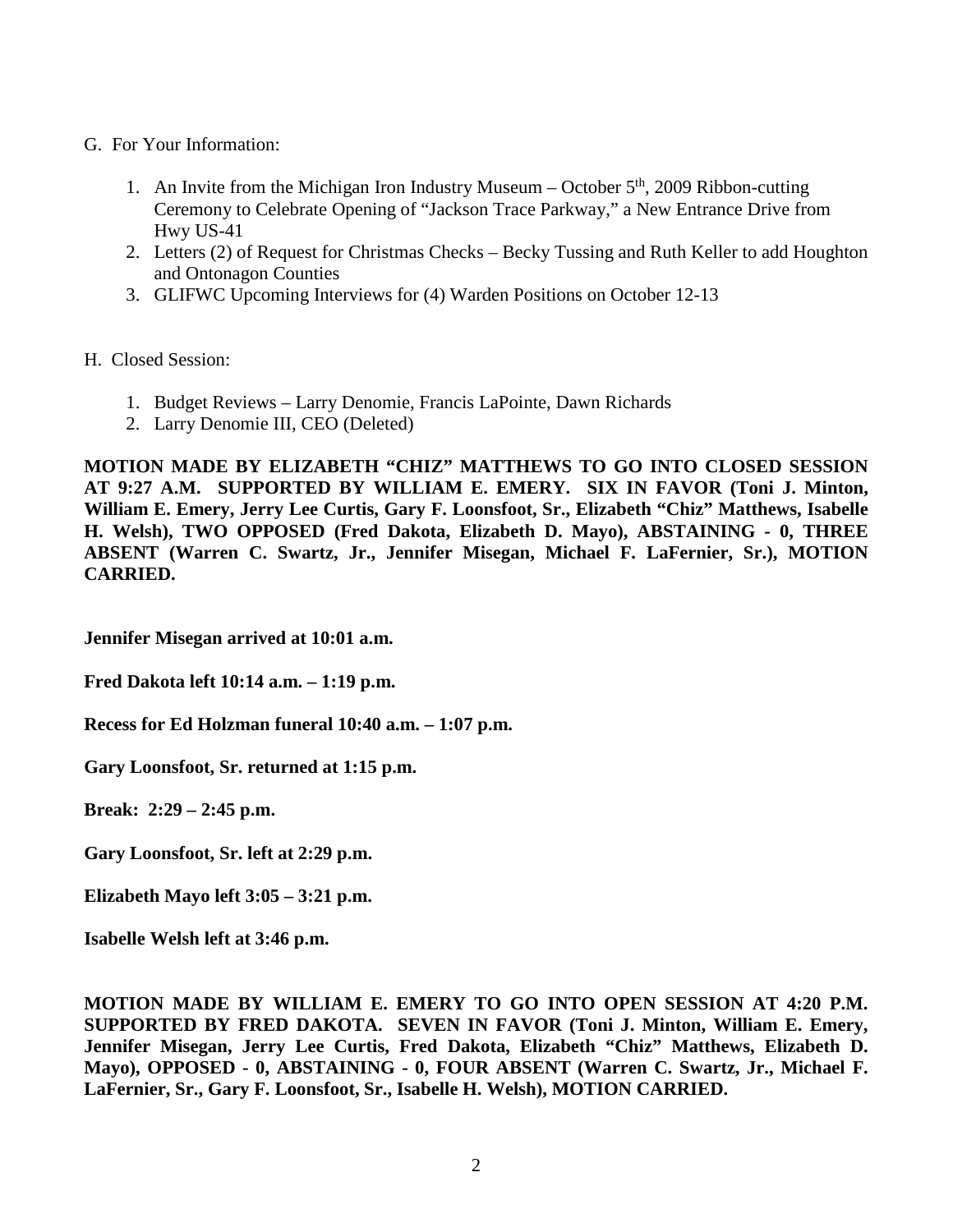G. For Your Information:

1. An Invite from the Michigan Iron Industry Museum – October 5th, 2009 Ribbon-cutting Ceremony to Celebrate Opening of "Jackson Trace Parkway," a New Entrance Drive from Hwy US-41
2. Letters (2) of Request for Christmas Checks – Becky Tussing and Ruth Keller to add Houghton and Ontonagon Counties
3. GLIFWC Upcoming Interviews for (4) Warden Positions on October 12-13

H. Closed Session:

1. Budget Reviews – Larry Denomie, Francis LaPointe, Dawn Richards
2. Larry Denomie III, CEO (Deleted)

**MOTION MADE BY ELIZABETH "CHIZ" MATTHEWS TO GO INTO CLOSED SESSION AT 9:27 A.M. SUPPORTED BY WILLIAM E. EMERY. SIX IN FAVOR (Toni J. Minton, William E. Emery, Jerry Lee Curtis, Gary F. Loonsfoot, Sr., Elizabeth "Chiz" Matthews, Isabelle H. Welsh), TWO OPPOSED (Fred Dakota, Elizabeth D. Mayo), ABSTAINING - 0, THREE ABSENT (Warren C. Swartz, Jr., Jennifer Misegan, Michael F. LaFernier, Sr.), MOTION CARRIED.**

**Jennifer Misegan arrived at 10:01 a.m.**

**Fred Dakota left 10:14 a.m. – 1:19 p.m.**

**Recess for Ed Holzman funeral 10:40 a.m. – 1:07 p.m.**

**Gary Loonsfoot, Sr. returned at 1:15 p.m.**

**Break: 2:29 – 2:45 p.m.**

**Gary Loonsfoot, Sr. left at 2:29 p.m.**

**Elizabeth Mayo left 3:05 – 3:21 p.m.**

**Isabelle Welsh left at 3:46 p.m.**

**MOTION MADE BY WILLIAM E. EMERY TO GO INTO OPEN SESSION AT 4:20 P.M. SUPPORTED BY FRED DAKOTA. SEVEN IN FAVOR (Toni J. Minton, William E. Emery, Jennifer Misegan, Jerry Lee Curtis, Fred Dakota, Elizabeth "Chiz" Matthews, Elizabeth D. Mayo), OPPOSED - 0, ABSTAINING - 0, FOUR ABSENT (Warren C. Swartz, Jr., Michael F. LaFernier, Sr., Gary F. Loonsfoot, Sr., Isabelle H. Welsh), MOTION CARRIED.**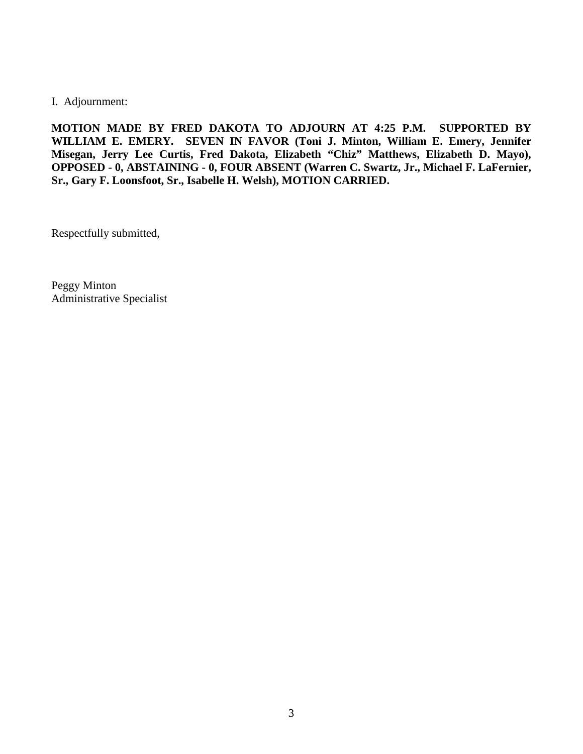I. Adjournment:

**MOTION MADE BY FRED DAKOTA TO ADJOURN AT 4:25 P.M. SUPPORTED BY WILLIAM E. EMERY. SEVEN IN FAVOR (Toni J. Minton, William E. Emery, Jennifer Misegan, Jerry Lee Curtis, Fred Dakota, Elizabeth "Chiz" Matthews, Elizabeth D. Mayo), OPPOSED - 0, ABSTAINING - 0, FOUR ABSENT (Warren C. Swartz, Jr., Michael F. LaFernier, Sr., Gary F. Loonsfoot, Sr., Isabelle H. Welsh), MOTION CARRIED.**

Respectfully submitted,

Peggy Minton
Administrative Specialist